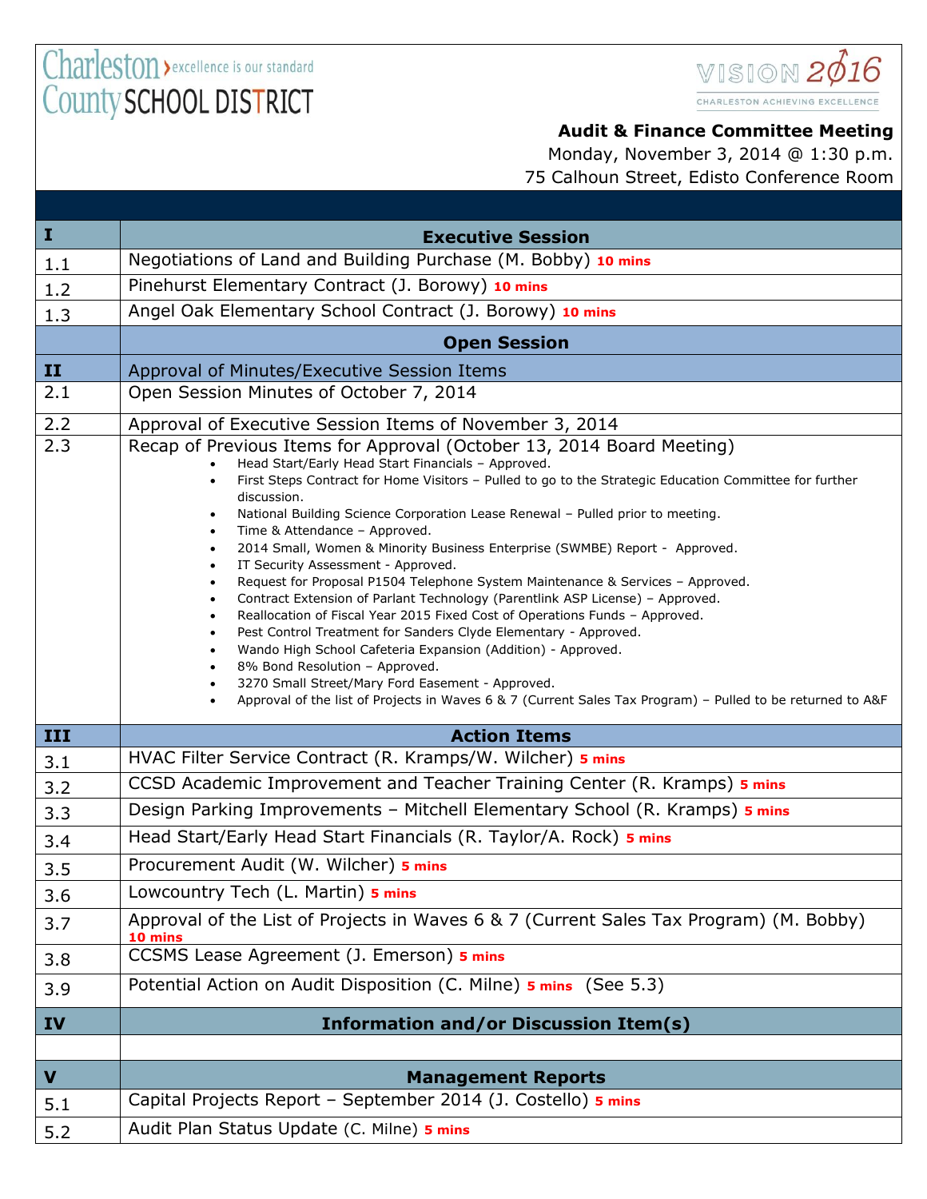Charleston County SCHOOL DISTRICT › excellence is our standard

VISION 2016 — CHARLESTON ACHIEVING EXCELLENCE

**Audit & Finance Committee Meeting**
Monday, November 3, 2014 @ 1:30 p.m.
75 Calhoun Street, Edisto Conference Room

| I | **Executive Session** |
|---|---|
| 1.1 | Negotiations of Land and Building Purchase (M. Bobby) **10 mins** |
| 1.2 | Pinehurst Elementary Contract (J. Borowy) **10 mins** |
| 1.3 | Angel Oak Elementary School Contract (J. Borowy) **10 mins** |
| | **Open Session** |
| **II** | Approval of Minutes/Executive Session Items |
| 2.1 | Open Session Minutes of October 7, 2014 |
| 2.2 | Approval of Executive Session Items of November 3, 2014 |
| 2.3 | Recap of Previous Items for Approval (October 13, 2014 Board Meeting)<br>• Head Start/Early Head Start Financials – Approved.<br>• First Steps Contract for Home Visitors – Pulled to go to the Strategic Education Committee for further discussion.<br>• National Building Science Corporation Lease Renewal – Pulled prior to meeting.<br>• Time & Attendance – Approved.<br>• 2014 Small, Women & Minority Business Enterprise (SWMBE) Report - Approved.<br>• IT Security Assessment - Approved.<br>• Request for Proposal P1504 Telephone System Maintenance & Services – Approved.<br>• Contract Extension of Parlant Technology (Parentlink ASP License) – Approved.<br>• Reallocation of Fiscal Year 2015 Fixed Cost of Operations Funds – Approved.<br>• Pest Control Treatment for Sanders Clyde Elementary - Approved.<br>• Wando High School Cafeteria Expansion (Addition) - Approved.<br>• 8% Bond Resolution – Approved.<br>• 3270 Small Street/Mary Ford Easement - Approved.<br>• Approval of the list of Projects in Waves 6 & 7 (Current Sales Tax Program) – Pulled to be returned to A&F |
| **III** | **Action Items** |
| 3.1 | HVAC Filter Service Contract (R. Kramps/W. Wilcher) **5 mins** |
| 3.2 | CCSD Academic Improvement and Teacher Training Center (R. Kramps) **5 mins** |
| 3.3 | Design Parking Improvements – Mitchell Elementary School (R. Kramps) **5 mins** |
| 3.4 | Head Start/Early Head Start Financials (R. Taylor/A. Rock) **5 mins** |
| 3.5 | Procurement Audit (W. Wilcher) **5 mins** |
| 3.6 | Lowcountry Tech (L. Martin) **5 mins** |
| 3.7 | Approval of the List of Projects in Waves 6 & 7 (Current Sales Tax Program) (M. Bobby) **10 mins** |
| 3.8 | CCSMS Lease Agreement (J. Emerson) **5 mins** |
| 3.9 | Potential Action on Audit Disposition (C. Milne) **5 mins** (See 5.3) |
| **IV** | **Information and/or Discussion Item(s)** |
| | |
| **V** | **Management Reports** |
| 5.1 | Capital Projects Report – September 2014 (J. Costello) **5 mins** |
| 5.2 | Audit Plan Status Update (C. Milne) **5 mins** |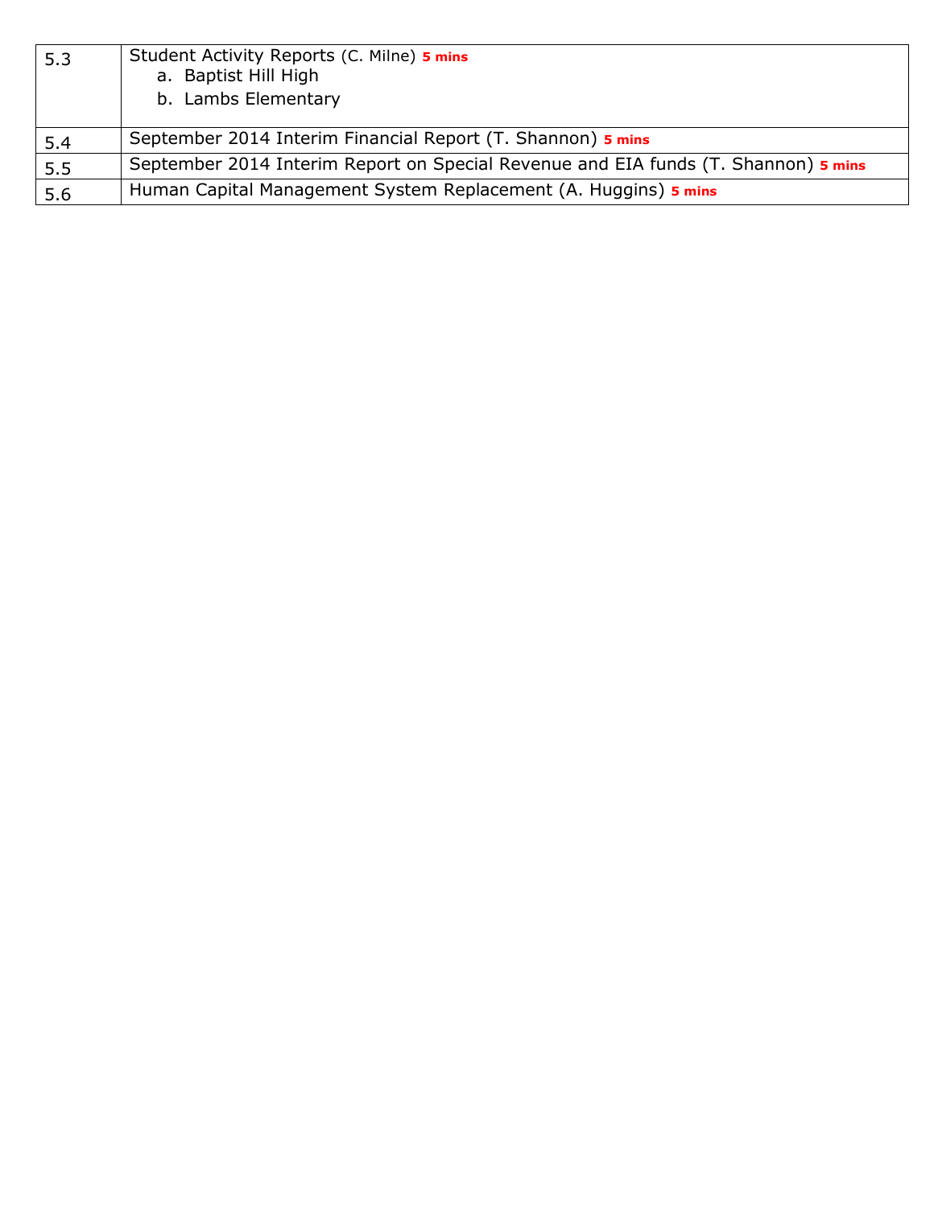| | |
|---|---|
| 5.3 | Student Activity Reports (C. Milne) **5 mins**<br>a. Baptist Hill High<br>b. Lambs Elementary |
| 5.4 | September 2014 Interim Financial Report (T. Shannon) **5 mins** |
| 5.5 | September 2014 Interim Report on Special Revenue and EIA funds (T. Shannon) **5 mins** |
| 5.6 | Human Capital Management System Replacement (A. Huggins) **5 mins** |